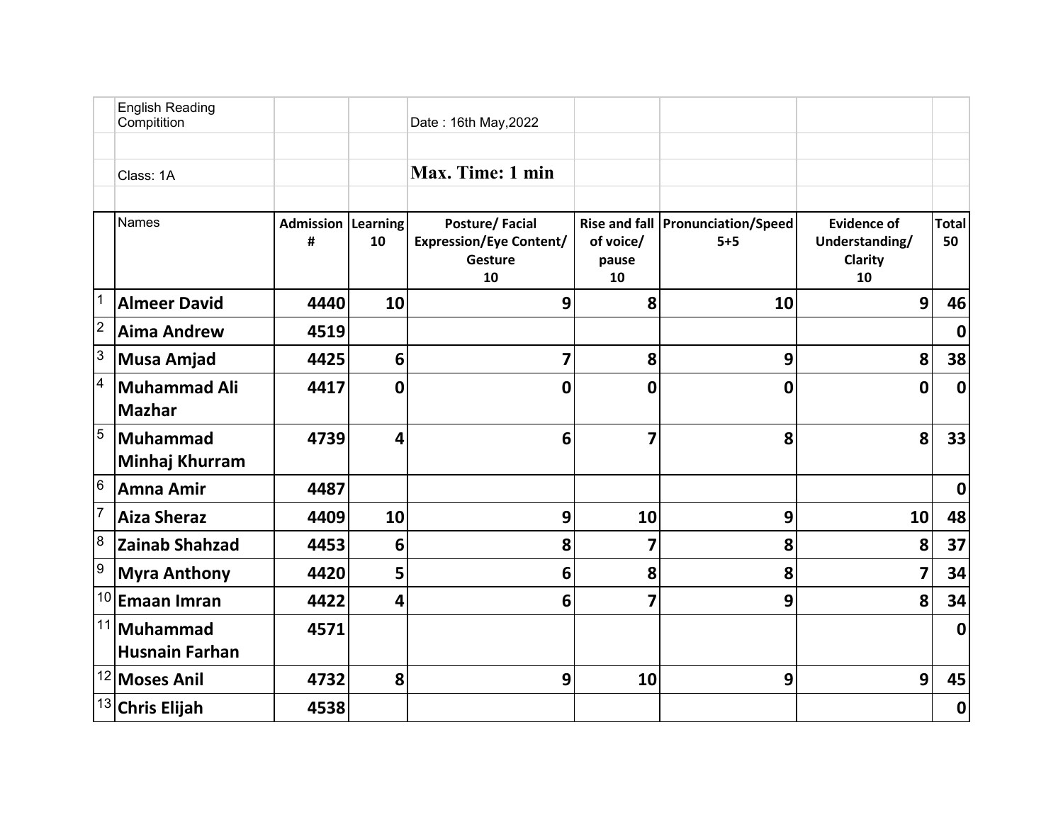English Reading Compitition

Date : 16th May,2022

Class: 1A

**Max. Time: 1 min**

| | Names | Admission # | Learning 10 | Posture/ Facial Expression/Eye Content/ Gesture 10 | Rise and fall of voice/ pause 10 | Pronunciation/Speed 5+5 | Evidence of Understanding/ Clarity 10 | Total 50 |
|---|---|---|---|---|---|---|---|---|
| 1 | **Almeer David** | **4440** | **10** | **9** | **8** | **10** | **9** | **46** |
| 2 | **Aima Andrew** | **4519** | | | | | | **0** |
| 3 | **Musa Amjad** | **4425** | **6** | **7** | **8** | **9** | **8** | **38** |
| 4 | **Muhammad Ali Mazhar** | **4417** | **0** | **0** | **0** | **0** | **0** | **0** |
| 5 | **Muhammad Minhaj Khurram** | **4739** | **4** | **6** | **7** | **8** | **8** | **33** |
| 6 | **Amna Amir** | **4487** | | | | | | **0** |
| 7 | **Aiza Sheraz** | **4409** | **10** | **9** | **10** | **9** | **10** | **48** |
| 8 | **Zainab Shahzad** | **4453** | **6** | **8** | **7** | **8** | **8** | **37** |
| 9 | **Myra Anthony** | **4420** | **5** | **6** | **8** | **8** | **7** | **34** |
| 10 | **Emaan Imran** | **4422** | **4** | **6** | **7** | **9** | **8** | **34** |
| 11 | **Muhammad Husnain Farhan** | **4571** | | | | | | **0** |
| 12 | **Moses Anil** | **4732** | **8** | **9** | **10** | **9** | **9** | **45** |
| 13 | **Chris Elijah** | **4538** | | | | | | **0** |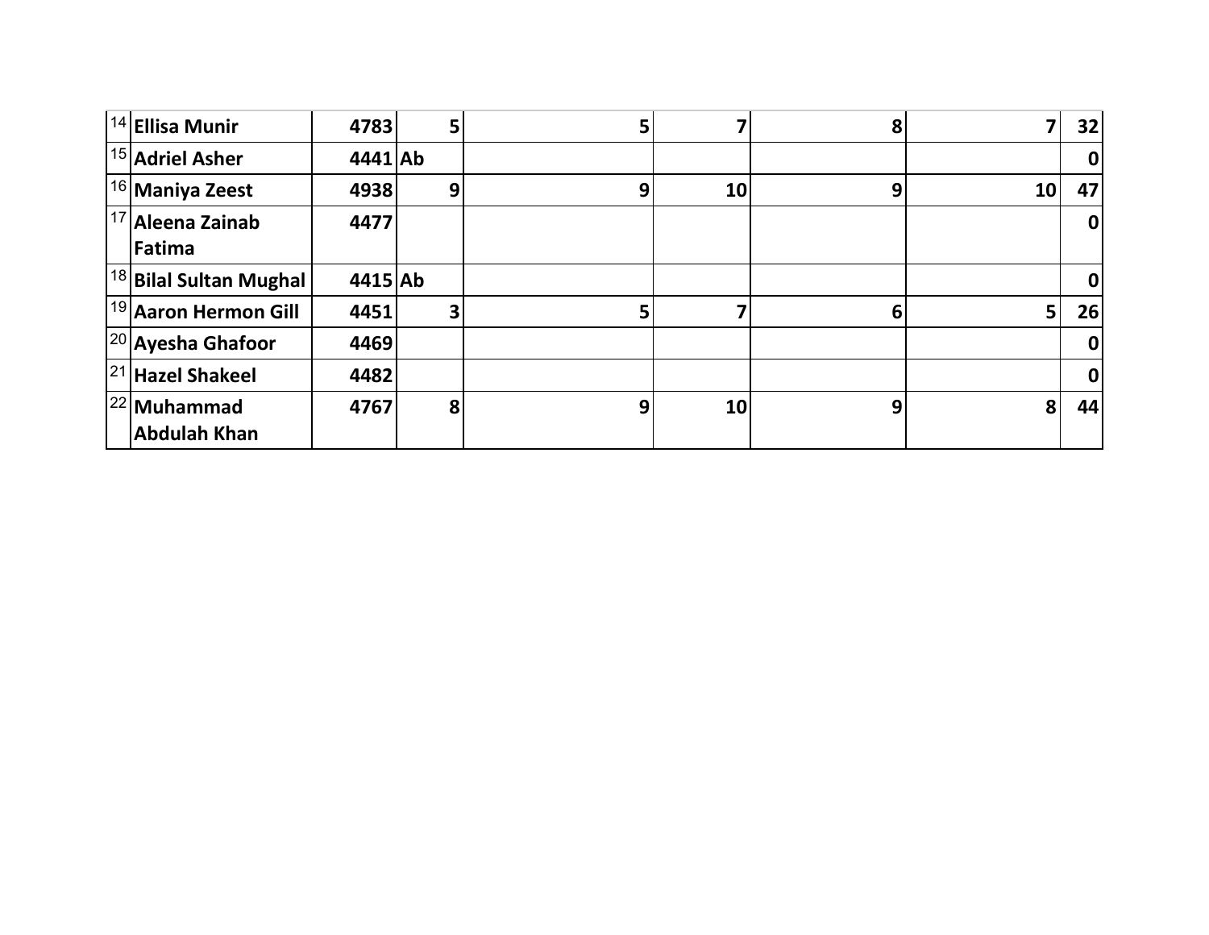| | | | | | | | | |
|---|---|---|---|---|---|---|---|---|
| 14 | **Ellisa Munir** | **4783** | **5** | **5** | **7** | **8** | **7** | **32** |
| 15 | **Adriel Asher** | **4441** | **Ab** | | | | | **0** |
| 16 | **Maniya Zeest** | **4938** | **9** | **9** | **10** | **9** | **10** | **47** |
| 17 | **Aleena Zainab Fatima** | **4477** | | | | | | **0** |
| 18 | **Bilal Sultan Mughal** | **4415** | **Ab** | | | | | **0** |
| 19 | **Aaron Hermon Gill** | **4451** | **3** | **5** | **7** | **6** | **5** | **26** |
| 20 | **Ayesha Ghafoor** | **4469** | | | | | | **0** |
| 21 | **Hazel Shakeel** | **4482** | | | | | | **0** |
| 22 | **Muhammad Abdulah Khan** | **4767** | **8** | **9** | **10** | **9** | **8** | **44** |